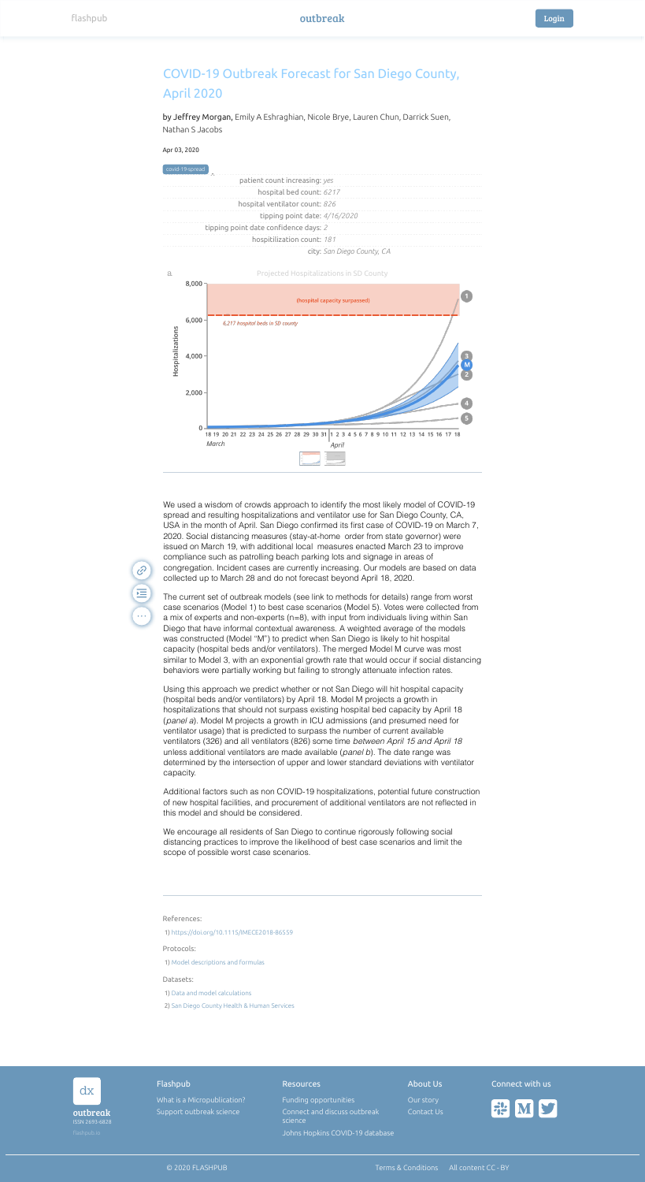# COVID-19 Outbreak Forecast for San Diego County, April 2020

by Jeffrey Morgan, Emily A Eshraghian, Nicole Brye, Lauren Chun, Darrick Suen, Nathan S Jacobs

Apr 03, 2020

covid-19-spread

| | |
|---|---|
| patient count increasing: | *yes* |
| hospital bed count: | *6217* |
| hospital ventilator count: | *826* |
| tipping point date: | *4/16/2020* |
| tipping point date confidence days: | *2* |
| hospitilization count: | *181* |
| city: | *San Diego County, CA* |

a. Projected Hospitalizations in SD County

We used a wisdom of crowds approach to identify the most likely model of COVID-19 spread and resulting hospitalizations and ventilator use for San Diego County, CA, USA in the month of April. San Diego confirmed its first case of COVID-19 on March 7, 2020. Social distancing measures (stay-at-home order from state governor) were issued on March 19, with additional local measures enacted March 23 to improve compliance such as patrolling beach parking lots and signage in areas of congregation. Incident cases are currently increasing. Our models are based on data collected up to March 28 and do not forecast beyond April 18, 2020.

The current set of outbreak models (see link to methods for details) range from worst case scenarios (Model 1) to best case scenarios (Model 5). Votes were collected from a mix of experts and non-experts (n=8), with input from individuals living within San Diego that have informal contextual awareness. A weighted average of the models was constructed (Model "M") to predict when San Diego is likely to hit hospital capacity (hospital beds and/or ventilators). The merged Model M curve was most similar to Model 3, with an exponential growth rate that would occur if social distancing behaviors were partially working but failing to strongly attenuate infection rates.

Using this approach we predict whether or not San Diego will hit hospital capacity (hospital beds and/or ventilators) by April 18. Model M projects a growth in hospitalizations that should not surpass existing hospital bed capacity by April 18 (*panel a*). Model M projects a growth in ICU admissions (and presumed need for ventilator usage) that is predicted to surpass the number of current available ventilators (326) and all ventilators (826) some time *between April 15 and April 18* unless additional ventilators are made available (*panel b*). The date range was determined by the intersection of upper and lower standard deviations with ventilator capacity.

Additional factors such as non COVID-19 hospitalizations, potential future construction of new hospital facilities, and procurement of additional ventilators are not reflected in this model and should be considered.

We encourage all residents of San Diego to continue rigorously following social distancing practices to improve the likelihood of best case scenarios and limit the scope of possible worst case scenarios.

References:

1) https://doi.org/10.1115/IMECE2018-86559

Protocols:

1) Model descriptions and formulas

Datasets:

1) Data and model calculations
2) San Diego County Health & Human Services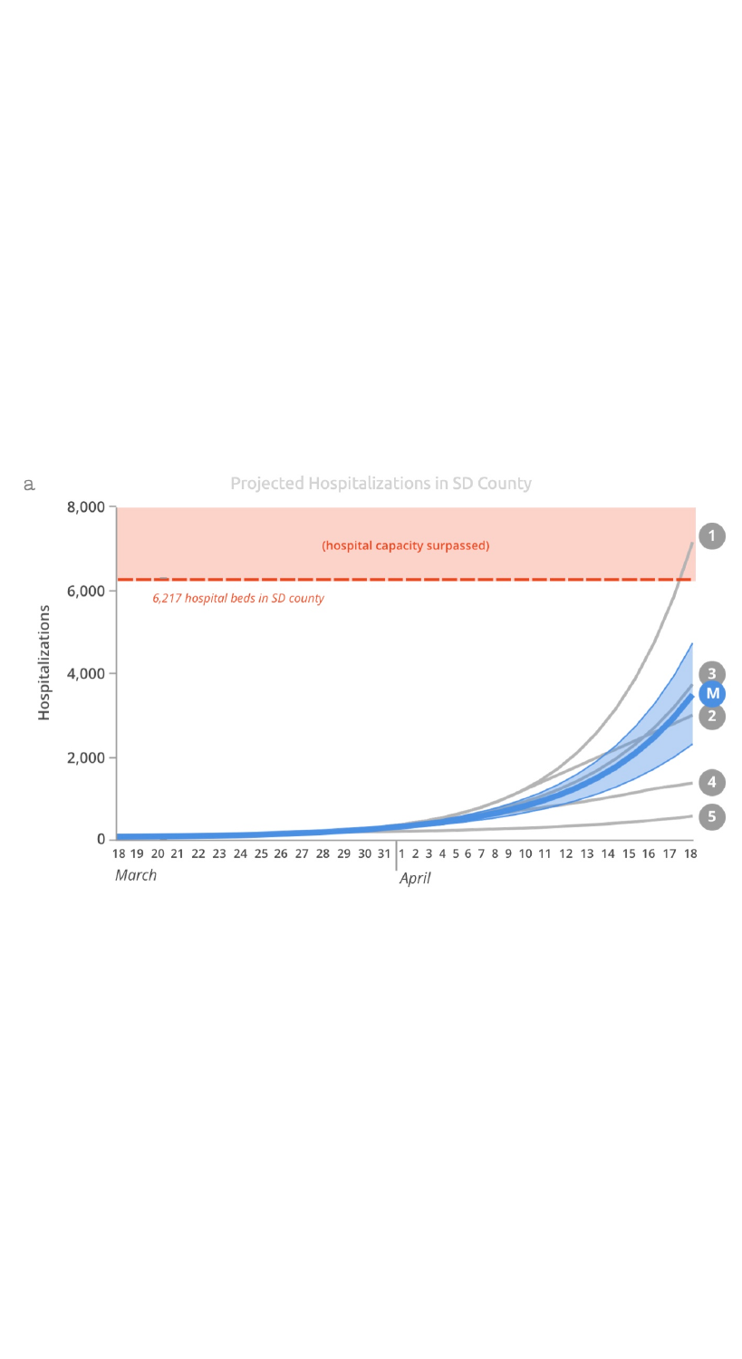a

Projected Hospitalizations in SD County

(hospital capacity surpassed)

6,217 hospital beds in SD county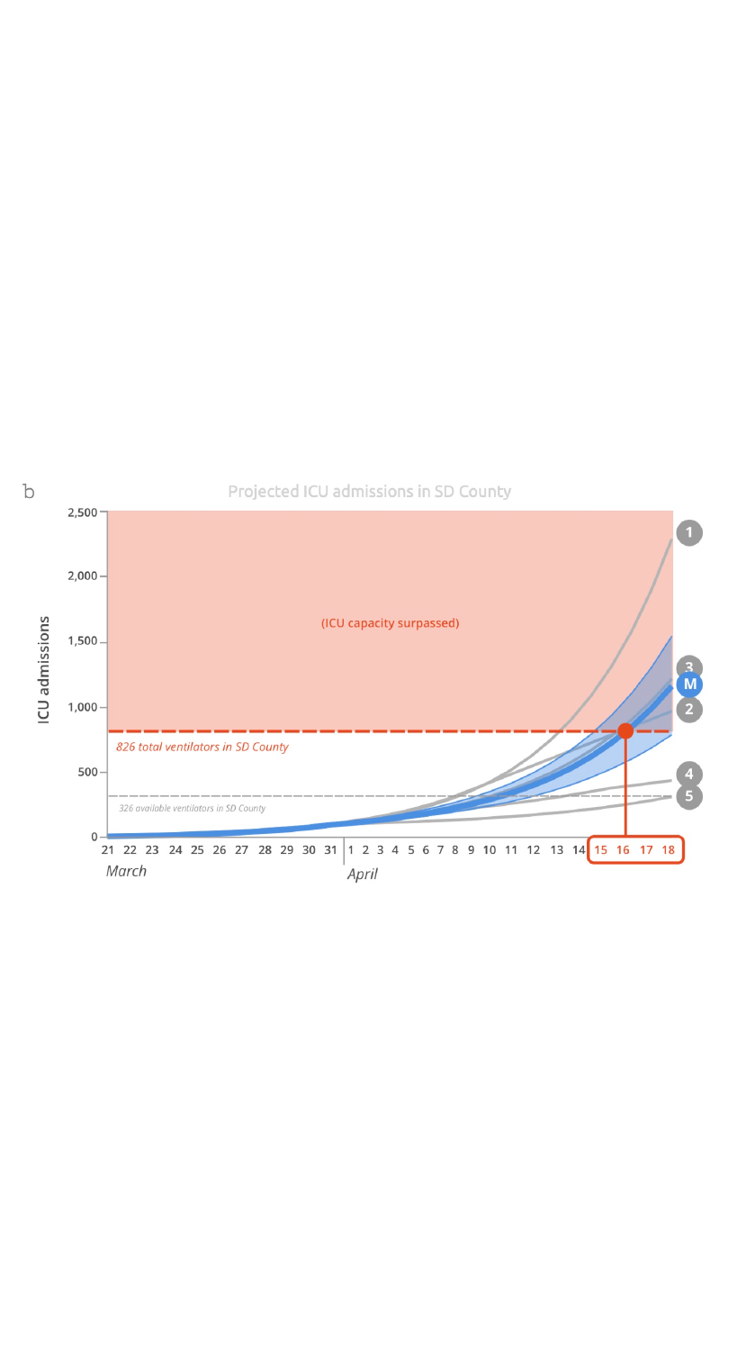b

Projected ICU admissions in SD County

ICU admissions

2,500

2,000

1,500

1,000

500

0

(ICU capacity surpassed)

826 total ventilators in SD County

326 available ventilators in SD County

1

3

M

2

4

5

21 22 23 24 25 26 27 28 29 30 31 1 2 3 4 5 6 7 8 9 10 11 12 13 14 15 16 17 18

March

April